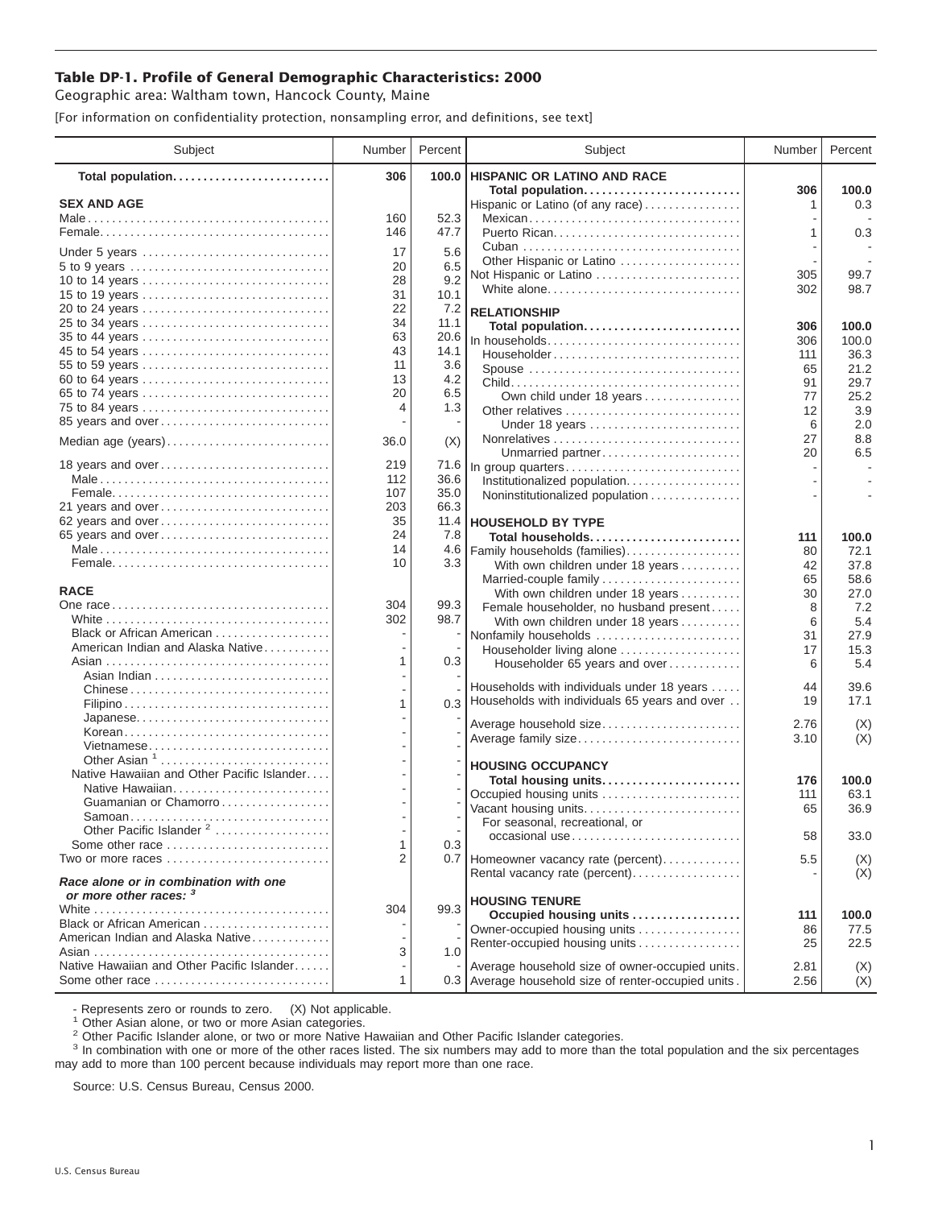# Table DP-1. Profile of General Demographic Characteristics: 2000

Geographic area: Waltham town, Hancock County, Maine

[For information on confidentiality protection, nonsampling error, and definitions, see text]

| Subject | Number | Percent | Subject | Number | Percent |
|---|---|---|---|---|---|
| **Total population** | **306** | **100.0** | **HISPANIC OR LATINO AND RACE** | | |
| | | | **Total population** | **306** | **100.0** |
| **SEX AND AGE** | | | Hispanic or Latino (of any race) | 1 | 0.3 |
| Male | 160 | 52.3 | Mexican | - | - |
| Female | 146 | 47.7 | Puerto Rican | 1 | 0.3 |
| Under 5 years | 17 | 5.6 | Cuban | - | - |
| 5 to 9 years | 20 | 6.5 | Other Hispanic or Latino | - | - |
| 10 to 14 years | 28 | 9.2 | Not Hispanic or Latino | 305 | 99.7 |
| 15 to 19 years | 31 | 10.1 | White alone | 302 | 98.7 |
| 20 to 24 years | 22 | 7.2 | **RELATIONSHIP** | | |
| 25 to 34 years | 34 | 11.1 | **Total population** | **306** | **100.0** |
| 35 to 44 years | 63 | 20.6 | In households | 306 | 100.0 |
| 45 to 54 years | 43 | 14.1 | Householder | 111 | 36.3 |
| 55 to 59 years | 11 | 3.6 | Spouse | 65 | 21.2 |
| 60 to 64 years | 13 | 4.2 | Child | 91 | 29.7 |
| 65 to 74 years | 20 | 6.5 | Own child under 18 years | 77 | 25.2 |
| 75 to 84 years | 4 | 1.3 | Other relatives | 12 | 3.9 |
| 85 years and over | - | - | Under 18 years | 6 | 2.0 |
| Median age (years) | 36.0 | (X) | Nonrelatives | 27 | 8.8 |
| | | | Unmarried partner | 20 | 6.5 |
| 18 years and over | 219 | 71.6 | In group quarters | - | - |
| Male | 112 | 36.6 | Institutionalized population | - | - |
| Female | 107 | 35.0 | Noninstitutionalized population | - | - |
| 21 years and over | 203 | 66.3 | | | |
| 62 years and over | 35 | 11.4 | **HOUSEHOLD BY TYPE** | | |
| 65 years and over | 24 | 7.8 | **Total households** | **111** | **100.0** |
| Male | 14 | 4.6 | Family households (families) | 80 | 72.1 |
| Female | 10 | 3.3 | With own children under 18 years | 42 | 37.8 |
| | | | Married-couple family | 65 | 58.6 |
| **RACE** | | | With own children under 18 years | 30 | 27.0 |
| One race | 304 | 99.3 | Female householder, no husband present | 8 | 7.2 |
| White | 302 | 98.7 | With own children under 18 years | 6 | 5.4 |
| Black or African American | - | - | Nonfamily households | 31 | 27.9 |
| American Indian and Alaska Native | - | - | Householder living alone | 17 | 15.3 |
| Asian | 1 | 0.3 | Householder 65 years and over | 6 | 5.4 |
| Asian Indian | - | - | | | |
| Chinese | - | - | Households with individuals under 18 years | 44 | 39.6 |
| Filipino | 1 | 0.3 | Households with individuals 65 years and over | 19 | 17.1 |
| Japanese | - | - | Average household size | 2.76 | (X) |
| Korean | - | - | Average family size | 3.10 | (X) |
| Vietnamese | - | - | | | |
| Other Asian [1] | - | - | **HOUSING OCCUPANCY** | | |
| Native Hawaiian and Other Pacific Islander | - | - | **Total housing units** | **176** | **100.0** |
| Native Hawaiian | - | - | Occupied housing units | 111 | 63.1 |
| Guamanian or Chamorro | - | - | Vacant housing units | 65 | 36.9 |
| Samoan | - | - | For seasonal, recreational, or occasional use | 58 | 33.0 |
| Other Pacific Islander [2] | - | - | | | |
| Some other race | 1 | 0.3 | | | |
| Two or more races | 2 | 0.7 | Homeowner vacancy rate (percent) | 5.5 | (X) |
| | | | Rental vacancy rate (percent) | - | (X) |
| ***Race alone or in combination with one or more other races:*** [3] | | | | | |
| | | | **HOUSING TENURE** | | |
| White | 304 | 99.3 | **Occupied housing units** | **111** | **100.0** |
| Black or African American | - | - | Owner-occupied housing units | 86 | 77.5 |
| American Indian and Alaska Native | - | - | Renter-occupied housing units | 25 | 22.5 |
| Asian | 3 | 1.0 | | | |
| Native Hawaiian and Other Pacific Islander | - | - | Average household size of owner-occupied units | 2.81 | (X) |
| Some other race | 1 | 0.3 | Average household size of renter-occupied units | 2.56 | (X) |

- Represents zero or rounds to zero. (X) Not applicable.

[1] Other Asian alone, or two or more Asian categories.

[2] Other Pacific Islander alone, or two or more Native Hawaiian and Other Pacific Islander categories.

[3] In combination with one or more of the other races listed. The six numbers may add to more than the total population and the six percentages may add to more than 100 percent because individuals may report more than one race.

Source: U.S. Census Bureau, Census 2000.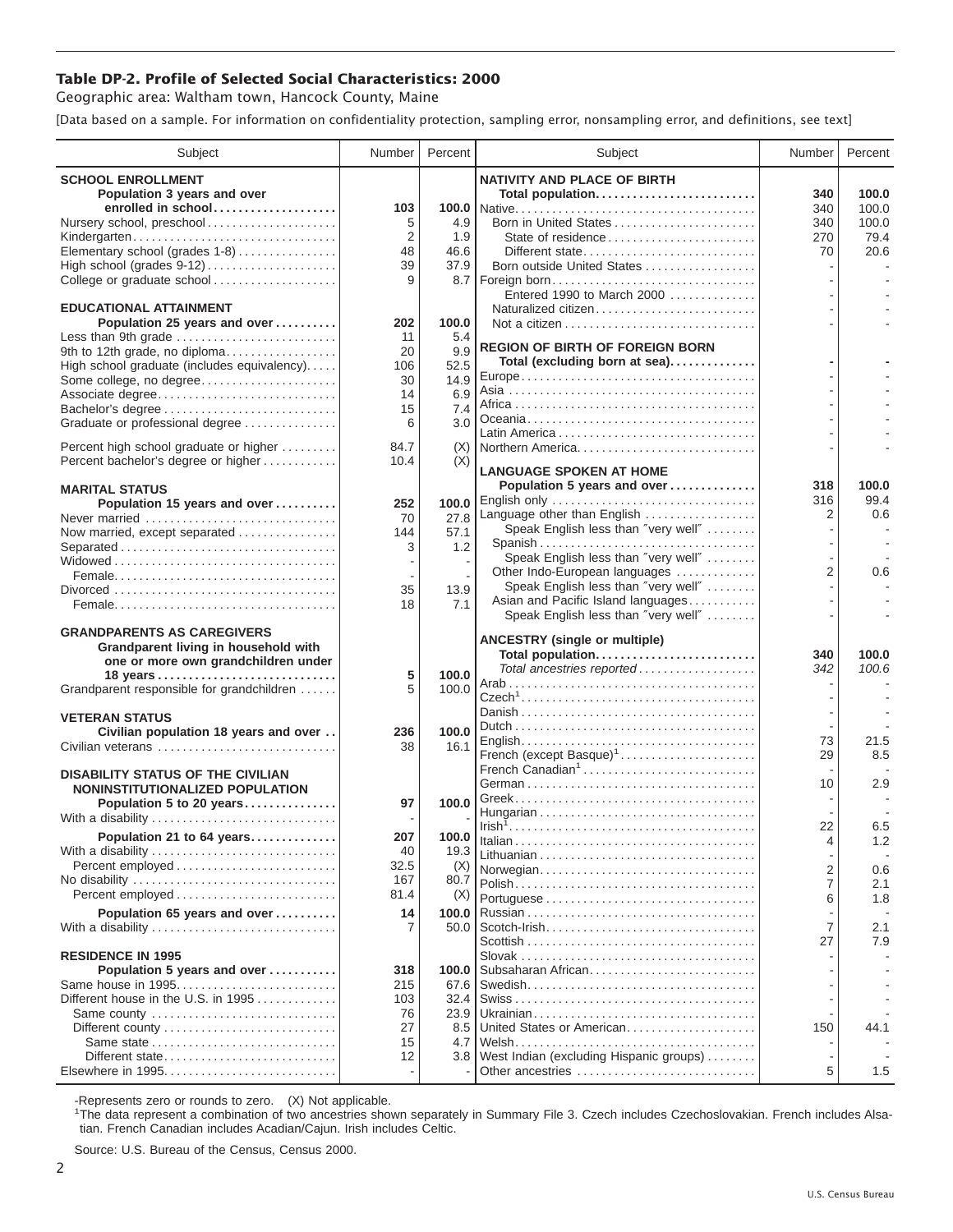# Table DP-2. Profile of Selected Social Characteristics: 2000

Geographic area: Waltham town, Hancock County, Maine

[Data based on a sample. For information on confidentiality protection, sampling error, nonsampling error, and definitions, see text]

| Subject | Number | Percent |
|---|---|---|
| **SCHOOL ENROLLMENT** | | |
| **Population 3 years and over enrolled in school** | **103** | **100.0** |
| Nursery school, preschool | 5 | 4.9 |
| Kindergarten | 2 | 1.9 |
| Elementary school (grades 1-8) | 48 | 46.6 |
| High school (grades 9-12) | 39 | 37.9 |
| College or graduate school | 9 | 8.7 |
| **EDUCATIONAL ATTAINMENT** | | |
| **Population 25 years and over** | **202** | **100.0** |
| Less than 9th grade | 11 | 5.4 |
| 9th to 12th grade, no diploma | 20 | 9.9 |
| High school graduate (includes equivalency) | 106 | 52.5 |
| Some college, no degree | 30 | 14.9 |
| Associate degree | 14 | 6.9 |
| Bachelor's degree | 15 | 7.4 |
| Graduate or professional degree | 6 | 3.0 |
| Percent high school graduate or higher | 84.7 | (X) |
| Percent bachelor's degree or higher | 10.4 | (X) |
| **MARITAL STATUS** | | |
| **Population 15 years and over** | **252** | **100.0** |
| Never married | 70 | 27.8 |
| Now married, except separated | 144 | 57.1 |
| Separated | 3 | 1.2 |
| Widowed | - | - |
| Female | - | - |
| Divorced | 35 | 13.9 |
| Female | 18 | 7.1 |
| **GRANDPARENTS AS CAREGIVERS** | | |
| **Grandparent living in household with one or more own grandchildren under 18 years** | **5** | **100.0** |
| Grandparent responsible for grandchildren | 5 | 100.0 |
| **VETERAN STATUS** | | |
| **Civilian population 18 years and over** | **236** | **100.0** |
| Civilian veterans | 38 | 16.1 |
| **DISABILITY STATUS OF THE CIVILIAN NONINSTITUTIONALIZED POPULATION** | | |
| **Population 5 to 20 years** | **97** | **100.0** |
| With a disability | - | - |
| **Population 21 to 64 years** | **207** | **100.0** |
| With a disability | 40 | 19.3 |
| Percent employed | 32.5 | (X) |
| No disability | 167 | 80.7 |
| Percent employed | 81.4 | (X) |
| **Population 65 years and over** | **14** | **100.0** |
| With a disability | 7 | 50.0 |
| **RESIDENCE IN 1995** | | |
| **Population 5 years and over** | **318** | **100.0** |
| Same house in 1995 | 215 | 67.6 |
| Different house in the U.S. in 1995 | 103 | 32.4 |
| Same county | 76 | 23.9 |
| Different county | 27 | 8.5 |
| Same state | 15 | 4.7 |
| Different state | 12 | 3.8 |
| Elsewhere in 1995 | - | - |

| Subject | Number | Percent |
|---|---|---|
| **NATIVITY AND PLACE OF BIRTH** | | |
| **Total population** | **340** | **100.0** |
| Native | 340 | 100.0 |
| Born in United States | 340 | 100.0 |
| State of residence | 270 | 79.4 |
| Different state | 70 | 20.6 |
| Born outside United States | - | - |
| Foreign born | - | - |
| Entered 1990 to March 2000 | - | - |
| Naturalized citizen | - | - |
| Not a citizen | - | - |
| **REGION OF BIRTH OF FOREIGN BORN** | | |
| **Total (excluding born at sea)** | **-** | **-** |
| Europe | - | - |
| Asia | - | - |
| Africa | - | - |
| Oceania | - | - |
| Latin America | - | - |
| Northern America | - | - |
| **LANGUAGE SPOKEN AT HOME** | | |
| **Population 5 years and over** | **318** | **100.0** |
| English only | 316 | 99.4 |
| Language other than English | 2 | 0.6 |
| Speak English less than "very well" | - | - |
| Spanish | - | - |
| Speak English less than "very well" | - | - |
| Other Indo-European languages | 2 | 0.6 |
| Speak English less than "very well" | - | - |
| Asian and Pacific Island languages | - | - |
| Speak English less than "very well" | - | - |
| **ANCESTRY (single or multiple)** | | |
| **Total population** | **340** | **100.0** |
| *Total ancestries reported* | *342* | *100.6* |
| Arab | - | - |
| Czech[1] | - | - |
| Danish | - | - |
| Dutch | - | - |
| English | 73 | 21.5 |
| French (except Basque)[1] | 29 | 8.5 |
| French Canadian[1] | - | - |
| German | 10 | 2.9 |
| Greek | - | - |
| Hungarian | - | - |
| Irish[1] | 22 | 6.5 |
| Italian | 4 | 1.2 |
| Lithuanian | - | - |
| Norwegian | 2 | 0.6 |
| Polish | 7 | 2.1 |
| Portuguese | 6 | 1.8 |
| Russian | - | - |
| Scotch-Irish | 7 | 2.1 |
| Scottish | 27 | 7.9 |
| Slovak | - | - |
| Subsaharan African | - | - |
| Swedish | - | - |
| Swiss | - | - |
| Ukrainian | - | - |
| United States or American | 150 | 44.1 |
| Welsh | - | - |
| West Indian (excluding Hispanic groups) | - | - |
| Other ancestries | 5 | 1.5 |

-Represents zero or rounds to zero. (X) Not applicable.

[1]The data represent a combination of two ancestries shown separately in Summary File 3. Czech includes Czechoslovakian. French includes Alsatian. French Canadian includes Acadian/Cajun. Irish includes Celtic.

Source: U.S. Bureau of the Census, Census 2000.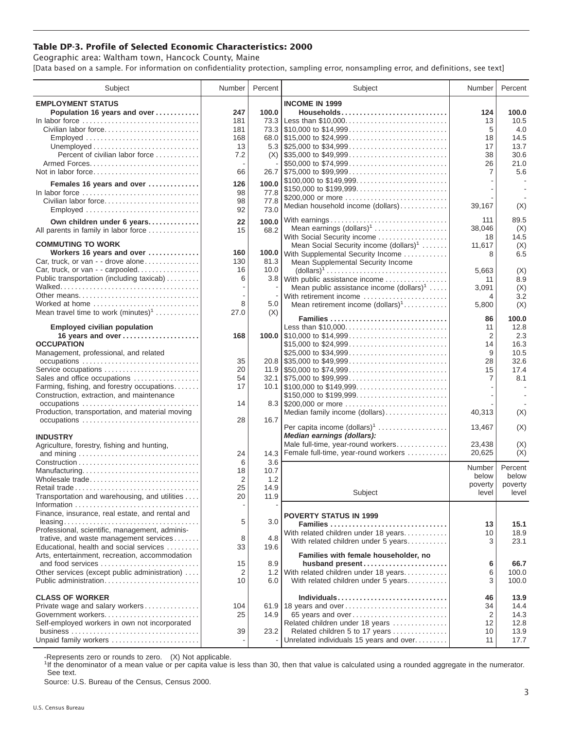# Table DP-3. Profile of Selected Economic Characteristics: 2000

Geographic area: Waltham town, Hancock County, Maine

[Data based on a sample. For information on confidentiality protection, sampling error, nonsampling error, and definitions, see text]

| Subject | Number | Percent |
|---|---|---|
| **EMPLOYMENT STATUS** | | |
| **Population 16 years and over** | **247** | **100.0** |
| In labor force | 181 | 73.3 |
| Civilian labor force | 181 | 73.3 |
| Employed | 168 | 68.0 |
| Unemployed | 13 | 5.3 |
| Percent of civilian labor force | 7.2 | (X) |
| Armed Forces | - | - |
| Not in labor force | 66 | 26.7 |
| **Females 16 years and over** | **126** | **100.0** |
| In labor force | 98 | 77.8 |
| Civilian labor force | 98 | 77.8 |
| Employed | 92 | 73.0 |
| **Own children under 6 years** | **22** | **100.0** |
| All parents in family in labor force | 15 | 68.2 |
| **COMMUTING TO WORK** | | |
| **Workers 16 years and over** | **160** | **100.0** |
| Car, truck, or van - - drove alone | 130 | 81.3 |
| Car, truck, or van - - carpooled | 16 | 10.0 |
| Public transportation (including taxicab) | 6 | 3.8 |
| Walked | - | - |
| Other means | - | - |
| Worked at home | 8 | 5.0 |
| Mean travel time to work (minutes)[1] | 27.0 | (X) |
| **Employed civilian population 16 years and over** | **168** | **100.0** |
| **OCCUPATION** | | |
| Management, professional, and related occupations | 35 | 20.8 |
| Service occupations | 20 | 11.9 |
| Sales and office occupations | 54 | 32.1 |
| Farming, fishing, and forestry occupations | 17 | 10.1 |
| Construction, extraction, and maintenance occupations | 14 | 8.3 |
| Production, transportation, and material moving occupations | 28 | 16.7 |
| **INDUSTRY** | | |
| Agriculture, forestry, fishing and hunting, and mining | 24 | 14.3 |
| Construction | 6 | 3.6 |
| Manufacturing | 18 | 10.7 |
| Wholesale trade | 2 | 1.2 |
| Retail trade | 25 | 14.9 |
| Transportation and warehousing, and utilities | 20 | 11.9 |
| Information | - | - |
| Finance, insurance, real estate, and rental and leasing | 5 | 3.0 |
| Professional, scientific, management, administrative, and waste management services | 8 | 4.8 |
| Educational, health and social services | 33 | 19.6 |
| Arts, entertainment, recreation, accommodation and food services | 15 | 8.9 |
| Other services (except public administration) | 2 | 1.2 |
| Public administration | 10 | 6.0 |
| **CLASS OF WORKER** | | |
| Private wage and salary workers | 104 | 61.9 |
| Government workers | 25 | 14.9 |
| Self-employed workers in own not incorporated business | 39 | 23.2 |
| Unpaid family workers | - | - |

| Subject | Number | Percent |
|---|---|---|
| **INCOME IN 1999** | | |
| **Households** | **124** | **100.0** |
| Less than $10,000 | 13 | 10.5 |
| $10,000 to $14,999 | 5 | 4.0 |
| $15,000 to $24,999 | 18 | 14.5 |
| $25,000 to $34,999 | 17 | 13.7 |
| $35,000 to $49,999 | 38 | 30.6 |
| $50,000 to $74,999 | 26 | 21.0 |
| $75,000 to $99,999 | 7 | 5.6 |
| $100,000 to $149,999 | - | - |
| $150,000 to $199,999 | - | - |
| $200,000 or more | - | - |
| Median household income (dollars) | 39,167 | (X) |
| With earnings | 111 | 89.5 |
| Mean earnings (dollars)[1] | 38,046 | (X) |
| With Social Security income | 18 | 14.5 |
| Mean Social Security income (dollars)[1] | 11,617 | (X) |
| With Supplemental Security Income | 8 | 6.5 |
| Mean Supplemental Security Income (dollars)[1] | 5,663 | (X) |
| With public assistance income | 11 | 8.9 |
| Mean public assistance income (dollars)[1] | 3,091 | (X) |
| With retirement income | 4 | 3.2 |
| Mean retirement income (dollars)[1] | 5,800 | (X) |
| **Families** | **86** | **100.0** |
| Less than $10,000 | 11 | 12.8 |
| $10,000 to $14,999 | 2 | 2.3 |
| $15,000 to $24,999 | 14 | 16.3 |
| $25,000 to $34,999 | 9 | 10.5 |
| $35,000 to $49,999 | 28 | 32.6 |
| $50,000 to $74,999 | 15 | 17.4 |
| $75,000 to $99,999 | 7 | 8.1 |
| $100,000 to $149,999 | - | - |
| $150,000 to $199,999 | - | - |
| $200,000 or more | - | - |
| Median family income (dollars) | 40,313 | (X) |
| Per capita income (dollars)[1] | 13,467 | (X) |
| ***Median earnings (dollars):*** | | |
| Male full-time, year-round workers | 23,438 | (X) |
| Female full-time, year-round workers | 20,625 | (X) |

| Subject | Number below poverty level | Percent below poverty level |
|---|---|---|
| **POVERTY STATUS IN 1999** | | |
| **Families** | **13** | **15.1** |
| With related children under 18 years | 10 | 18.9 |
| With related children under 5 years | 3 | 23.1 |
| **Families with female householder, no husband present** | **6** | **66.7** |
| With related children under 18 years | 6 | 100.0 |
| With related children under 5 years | 3 | 100.0 |
| **Individuals** | **46** | **13.9** |
| 18 years and over | 34 | 14.4 |
| 65 years and over | 2 | 14.3 |
| Related children under 18 years | 12 | 12.8 |
| Related children 5 to 17 years | 10 | 13.9 |
| Unrelated individuals 15 years and over | 11 | 17.7 |

-Represents zero or rounds to zero. (X) Not applicable.

[1]If the denominator of a mean value or per capita value is less than 30, then that value is calculated using a rounded aggregate in the numerator. See text.

Source: U.S. Bureau of the Census, Census 2000.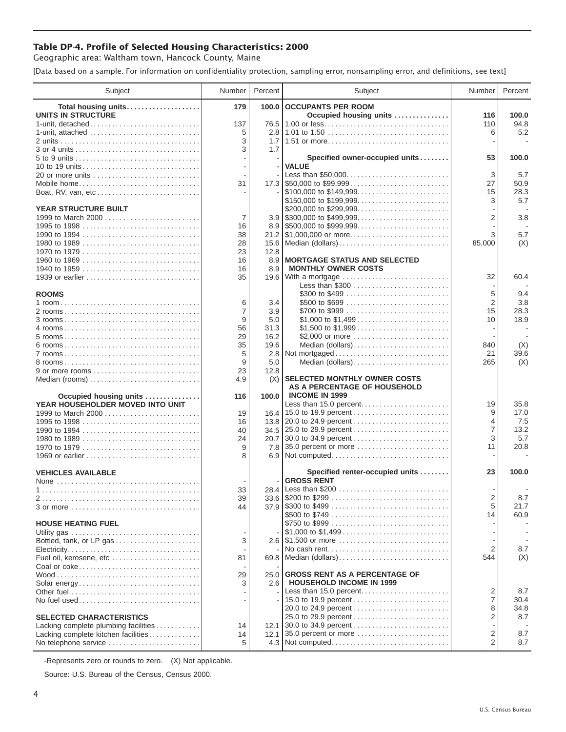## Table DP-4. Profile of Selected Housing Characteristics: 2000

Geographic area: Waltham town, Hancock County, Maine

[Data based on a sample. For information on confidentiality protection, sampling error, nonsampling error, and definitions, see text]

| Subject | Number | Percent |
|---|---|---|
| **Total housing units** | **179** | **100.0** |
| **UNITS IN STRUCTURE** | | |
| 1-unit, detached | 137 | 76.5 |
| 1-unit, attached | 5 | 2.8 |
| 2 units | 3 | 1.7 |
| 3 or 4 units | 3 | 1.7 |
| 5 to 9 units | - | - |
| 10 to 19 units | - | - |
| 20 or more units | - | - |
| Mobile home | 31 | 17.3 |
| Boat, RV, van, etc | - | - |
| **YEAR STRUCTURE BUILT** | | |
| 1999 to March 2000 | 7 | 3.9 |
| 1995 to 1998 | 16 | 8.9 |
| 1990 to 1994 | 38 | 21.2 |
| 1980 to 1989 | 28 | 15.6 |
| 1970 to 1979 | 23 | 12.8 |
| 1960 to 1969 | 16 | 8.9 |
| 1940 to 1959 | 16 | 8.9 |
| 1939 or earlier | 35 | 19.6 |
| **ROOMS** | | |
| 1 room | 6 | 3.4 |
| 2 rooms | 7 | 3.9 |
| 3 rooms | 9 | 5.0 |
| 4 rooms | 56 | 31.3 |
| 5 rooms | 29 | 16.2 |
| 6 rooms | 35 | 19.6 |
| 7 rooms | 5 | 2.8 |
| 8 rooms | 9 | 5.0 |
| 9 or more rooms | 23 | 12.8 |
| Median (rooms) | 4.9 | (X) |
| **Occupied housing units** | **116** | **100.0** |
| **YEAR HOUSEHOLDER MOVED INTO UNIT** | | |
| 1999 to March 2000 | 19 | 16.4 |
| 1995 to 1998 | 16 | 13.8 |
| 1990 to 1994 | 40 | 34.5 |
| 1980 to 1989 | 24 | 20.7 |
| 1970 to 1979 | 9 | 7.8 |
| 1969 or earlier | 8 | 6.9 |
| **VEHICLES AVAILABLE** | | |
| None | - | - |
| 1 | 33 | 28.4 |
| 2 | 39 | 33.6 |
| 3 or more | 44 | 37.9 |
| **HOUSE HEATING FUEL** | | |
| Utility gas | - | - |
| Bottled, tank, or LP gas | 3 | 2.6 |
| Electricity | - | - |
| Fuel oil, kerosene, etc | 81 | 69.8 |
| Coal or coke | - | - |
| Wood | 29 | 25.0 |
| Solar energy | 3 | 2.6 |
| Other fuel | - | - |
| No fuel used | - | - |
| **SELECTED CHARACTERISTICS** | | |
| Lacking complete plumbing facilities | 14 | 12.1 |
| Lacking complete kitchen facilities | 14 | 12.1 |
| No telephone service | 5 | 4.3 |

| Subject | Number | Percent |
|---|---|---|
| **OCCUPANTS PER ROOM** | | |
| **Occupied housing units** | **116** | **100.0** |
| 1.00 or less | 110 | 94.8 |
| 1.01 to 1.50 | 6 | 5.2 |
| 1.51 or more | - | - |
| **Specified owner-occupied units** | **53** | **100.0** |
| **VALUE** | | |
| Less than $50,000 | 3 | 5.7 |
| $50,000 to $99,999 | 27 | 50.9 |
| $100,000 to $149,999 | 15 | 28.3 |
| $150,000 to $199,999 | 3 | 5.7 |
| $200,000 to $299,999 | - | - |
| $300,000 to $499,999 | 2 | 3.8 |
| $500,000 to $999,999 | - | - |
| $1,000,000 or more | 3 | 5.7 |
| Median (dollars) | 85,000 | (X) |
| **MORTGAGE STATUS AND SELECTED MONTHLY OWNER COSTS** | | |
| With a mortgage | 32 | 60.4 |
| Less than $300 | - | - |
| $300 to $499 | 5 | 9.4 |
| $500 to $699 | 2 | 3.8 |
| $700 to $999 | 15 | 28.3 |
| $1,000 to $1,499 | 10 | 18.9 |
| $1,500 to $1,999 | - | - |
| $2,000 or more | - | - |
| Median (dollars) | 840 | (X) |
| Not mortgaged | 21 | 39.6 |
| Median (dollars) | 265 | (X) |
| **SELECTED MONTHLY OWNER COSTS AS A PERCENTAGE OF HOUSEHOLD INCOME IN 1999** | | |
| Less than 15.0 percent | 19 | 35.8 |
| 15.0 to 19.9 percent | 9 | 17.0 |
| 20.0 to 24.9 percent | 4 | 7.5 |
| 25.0 to 29.9 percent | 7 | 13.2 |
| 30.0 to 34.9 percent | 3 | 5.7 |
| 35.0 percent or more | 11 | 20.8 |
| Not computed | - | - |
| **Specified renter-occupied units** | **23** | **100.0** |
| **GROSS RENT** | | |
| Less than $200 | - | - |
| $200 to $299 | 2 | 8.7 |
| $300 to $499 | 5 | 21.7 |
| $500 to $749 | 14 | 60.9 |
| $750 to $999 | - | - |
| $1,000 to $1,499 | - | - |
| $1,500 or more | - | - |
| No cash rent | 2 | 8.7 |
| Median (dollars) | 544 | (X) |
| **GROSS RENT AS A PERCENTAGE OF HOUSEHOLD INCOME IN 1999** | | |
| Less than 15.0 percent | 2 | 8.7 |
| 15.0 to 19.9 percent | 7 | 30.4 |
| 20.0 to 24.9 percent | 8 | 34.8 |
| 25.0 to 29.9 percent | 2 | 8.7 |
| 30.0 to 34.9 percent | - | - |
| 35.0 percent or more | 2 | 8.7 |
| Not computed | 2 | 8.7 |

-Represents zero or rounds to zero. (X) Not applicable.

Source: U.S. Bureau of the Census, Census 2000.